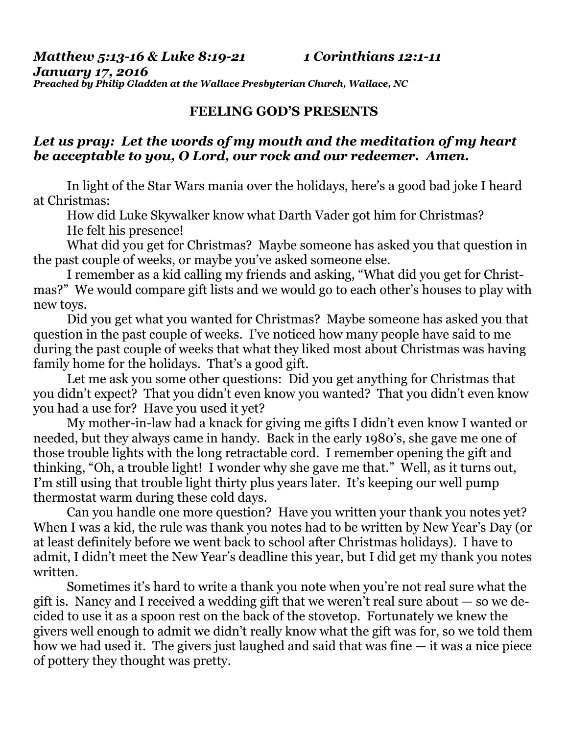***Matthew 5:13-16 & Luke 8:19-21 1 Corinthians 12:1-11***
***January 17, 2016***
***Preached by Philip Gladden at the Wallace Presbyterian Church, Wallace, NC***

**FEELING GOD'S PRESENTS**

***Let us pray: Let the words of my mouth and the meditation of my heart be acceptable to you, O Lord, our rock and our redeemer. Amen.***

In light of the Star Wars mania over the holidays, here's a good bad joke I heard at Christmas:

How did Luke Skywalker know what Darth Vader got him for Christmas?

He felt his presence!

What did you get for Christmas? Maybe someone has asked you that question in the past couple of weeks, or maybe you've asked someone else.

I remember as a kid calling my friends and asking, "What did you get for Christmas?" We would compare gift lists and we would go to each other's houses to play with new toys.

Did you get what you wanted for Christmas? Maybe someone has asked you that question in the past couple of weeks. I've noticed how many people have said to me during the past couple of weeks that what they liked most about Christmas was having family home for the holidays. That's a good gift.

Let me ask you some other questions: Did you get anything for Christmas that you didn't expect? That you didn't even know you wanted? That you didn't even know you had a use for? Have you used it yet?

My mother-in-law had a knack for giving me gifts I didn't even know I wanted or needed, but they always came in handy. Back in the early 1980's, she gave me one of those trouble lights with the long retractable cord. I remember opening the gift and thinking, "Oh, a trouble light! I wonder why she gave me that." Well, as it turns out, I'm still using that trouble light thirty plus years later. It's keeping our well pump thermostat warm during these cold days.

Can you handle one more question? Have you written your thank you notes yet? When I was a kid, the rule was thank you notes had to be written by New Year's Day (or at least definitely before we went back to school after Christmas holidays). I have to admit, I didn't meet the New Year's deadline this year, but I did get my thank you notes written.

Sometimes it's hard to write a thank you note when you're not real sure what the gift is. Nancy and I received a wedding gift that we weren't real sure about — so we decided to use it as a spoon rest on the back of the stovetop. Fortunately we knew the givers well enough to admit we didn't really know what the gift was for, so we told them how we had used it. The givers just laughed and said that was fine — it was a nice piece of pottery they thought was pretty.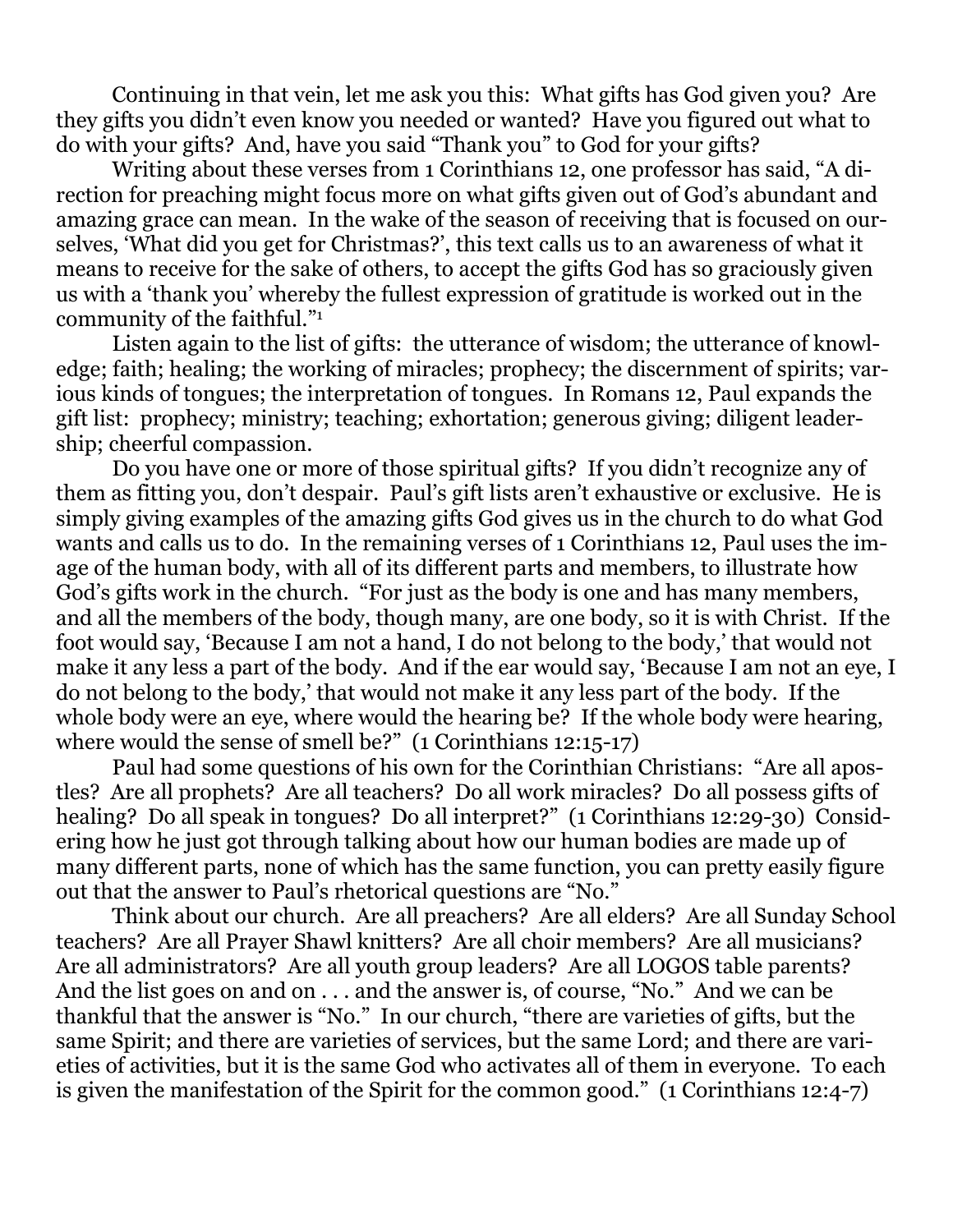Continuing in that vein, let me ask you this: What gifts has God given you? Are they gifts you didn't even know you needed or wanted? Have you figured out what to do with your gifts? And, have you said "Thank you" to God for your gifts?

Writing about these verses from 1 Corinthians 12, one professor has said, "A direction for preaching might focus more on what gifts given out of God's abundant and amazing grace can mean. In the wake of the season of receiving that is focused on ourselves, 'What did you get for Christmas?', this text calls us to an awareness of what it means to receive for the sake of others, to accept the gifts God has so graciously given us with a 'thank you' whereby the fullest expression of gratitude is worked out in the community of the faithful."[1]

Listen again to the list of gifts: the utterance of wisdom; the utterance of knowledge; faith; healing; the working of miracles; prophecy; the discernment of spirits; various kinds of tongues; the interpretation of tongues. In Romans 12, Paul expands the gift list: prophecy; ministry; teaching; exhortation; generous giving; diligent leadership; cheerful compassion.

Do you have one or more of those spiritual gifts? If you didn't recognize any of them as fitting you, don't despair. Paul's gift lists aren't exhaustive or exclusive. He is simply giving examples of the amazing gifts God gives us in the church to do what God wants and calls us to do. In the remaining verses of 1 Corinthians 12, Paul uses the image of the human body, with all of its different parts and members, to illustrate how God's gifts work in the church. "For just as the body is one and has many members, and all the members of the body, though many, are one body, so it is with Christ. If the foot would say, 'Because I am not a hand, I do not belong to the body,' that would not make it any less a part of the body. And if the ear would say, 'Because I am not an eye, I do not belong to the body,' that would not make it any less part of the body. If the whole body were an eye, where would the hearing be? If the whole body were hearing, where would the sense of smell be?" (1 Corinthians 12:15-17)

Paul had some questions of his own for the Corinthian Christians: "Are all apostles? Are all prophets? Are all teachers? Do all work miracles? Do all possess gifts of healing? Do all speak in tongues? Do all interpret?" (1 Corinthians 12:29-30) Considering how he just got through talking about how our human bodies are made up of many different parts, none of which has the same function, you can pretty easily figure out that the answer to Paul's rhetorical questions are "No."

Think about our church. Are all preachers? Are all elders? Are all Sunday School teachers? Are all Prayer Shawl knitters? Are all choir members? Are all musicians? Are all administrators? Are all youth group leaders? Are all LOGOS table parents? And the list goes on and on . . . and the answer is, of course, "No." And we can be thankful that the answer is "No." In our church, "there are varieties of gifts, but the same Spirit; and there are varieties of services, but the same Lord; and there are varieties of activities, but it is the same God who activates all of them in everyone. To each is given the manifestation of the Spirit for the common good." (1 Corinthians 12:4-7)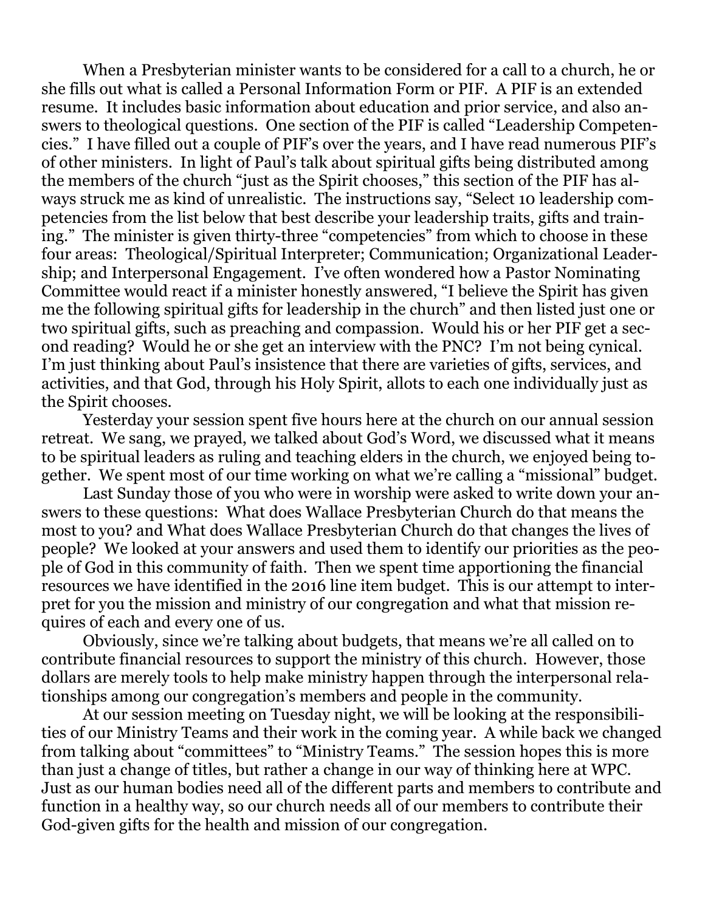When a Presbyterian minister wants to be considered for a call to a church, he or she fills out what is called a Personal Information Form or PIF. A PIF is an extended resume. It includes basic information about education and prior service, and also answers to theological questions. One section of the PIF is called "Leadership Competencies." I have filled out a couple of PIF's over the years, and I have read numerous PIF's of other ministers. In light of Paul's talk about spiritual gifts being distributed among the members of the church "just as the Spirit chooses," this section of the PIF has always struck me as kind of unrealistic. The instructions say, "Select 10 leadership competencies from the list below that best describe your leadership traits, gifts and training." The minister is given thirty-three "competencies" from which to choose in these four areas: Theological/Spiritual Interpreter; Communication; Organizational Leadership; and Interpersonal Engagement. I've often wondered how a Pastor Nominating Committee would react if a minister honestly answered, "I believe the Spirit has given me the following spiritual gifts for leadership in the church" and then listed just one or two spiritual gifts, such as preaching and compassion. Would his or her PIF get a second reading? Would he or she get an interview with the PNC? I'm not being cynical. I'm just thinking about Paul's insistence that there are varieties of gifts, services, and activities, and that God, through his Holy Spirit, allots to each one individually just as the Spirit chooses.

Yesterday your session spent five hours here at the church on our annual session retreat. We sang, we prayed, we talked about God's Word, we discussed what it means to be spiritual leaders as ruling and teaching elders in the church, we enjoyed being together. We spent most of our time working on what we're calling a "missional" budget.

Last Sunday those of you who were in worship were asked to write down your answers to these questions: What does Wallace Presbyterian Church do that means the most to you? and What does Wallace Presbyterian Church do that changes the lives of people? We looked at your answers and used them to identify our priorities as the people of God in this community of faith. Then we spent time apportioning the financial resources we have identified in the 2016 line item budget. This is our attempt to interpret for you the mission and ministry of our congregation and what that mission requires of each and every one of us.

Obviously, since we're talking about budgets, that means we're all called on to contribute financial resources to support the ministry of this church. However, those dollars are merely tools to help make ministry happen through the interpersonal relationships among our congregation's members and people in the community.

At our session meeting on Tuesday night, we will be looking at the responsibilities of our Ministry Teams and their work in the coming year. A while back we changed from talking about "committees" to "Ministry Teams." The session hopes this is more than just a change of titles, but rather a change in our way of thinking here at WPC. Just as our human bodies need all of the different parts and members to contribute and function in a healthy way, so our church needs all of our members to contribute their God-given gifts for the health and mission of our congregation.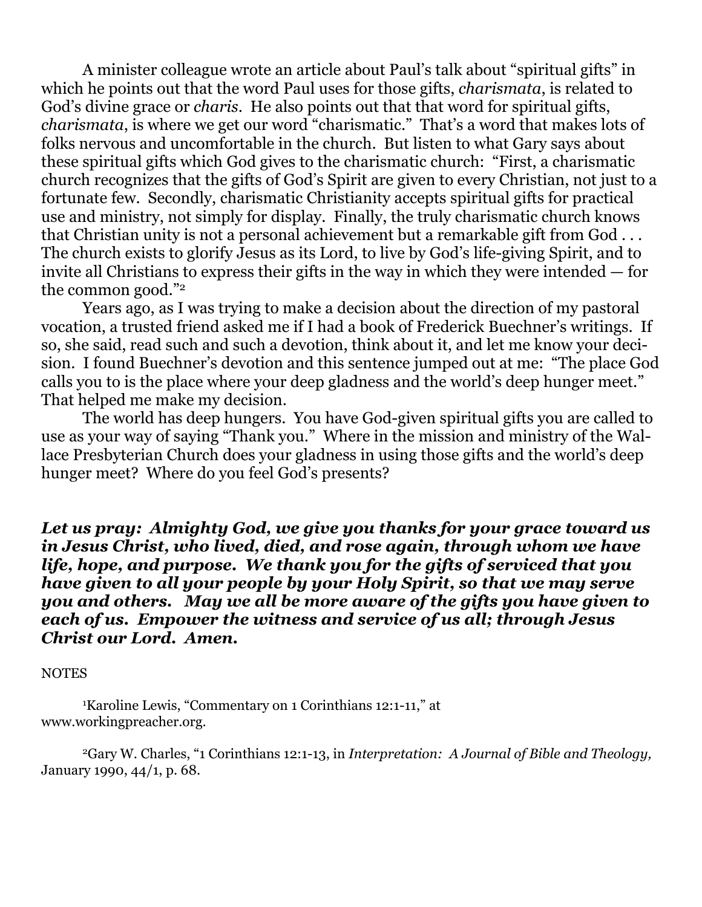A minister colleague wrote an article about Paul's talk about "spiritual gifts" in which he points out that the word Paul uses for those gifts, *charismata*, is related to God's divine grace or *charis*. He also points out that that word for spiritual gifts, *charismata*, is where we get our word "charismatic." That's a word that makes lots of folks nervous and uncomfortable in the church. But listen to what Gary says about these spiritual gifts which God gives to the charismatic church: "First, a charismatic church recognizes that the gifts of God's Spirit are given to every Christian, not just to a fortunate few. Secondly, charismatic Christianity accepts spiritual gifts for practical use and ministry, not simply for display. Finally, the truly charismatic church knows that Christian unity is not a personal achievement but a remarkable gift from God . . . The church exists to glorify Jesus as its Lord, to live by God's life-giving Spirit, and to invite all Christians to express their gifts in the way in which they were intended — for the common good."[2]

Years ago, as I was trying to make a decision about the direction of my pastoral vocation, a trusted friend asked me if I had a book of Frederick Buechner's writings. If so, she said, read such and such a devotion, think about it, and let me know your decision. I found Buechner's devotion and this sentence jumped out at me: "The place God calls you to is the place where your deep gladness and the world's deep hunger meet." That helped me make my decision.

The world has deep hungers. You have God-given spiritual gifts you are called to use as your way of saying "Thank you." Where in the mission and ministry of the Wallace Presbyterian Church does your gladness in using those gifts and the world's deep hunger meet? Where do you feel God's presents?

***Let us pray: Almighty God, we give you thanks for your grace toward us in Jesus Christ, who lived, died, and rose again, through whom we have life, hope, and purpose. We thank you for the gifts of serviced that you have given to all your people by your Holy Spirit, so that we may serve you and others. May we all be more aware of the gifts you have given to each of us. Empower the witness and service of us all; through Jesus Christ our Lord. Amen.***

NOTES

[1]Karoline Lewis, "Commentary on 1 Corinthians 12:1-11," at www.workingpreacher.org.

[2]Gary W. Charles, "1 Corinthians 12:1-13, in *Interpretation: A Journal of Bible and Theology,* January 1990, 44/1, p. 68.